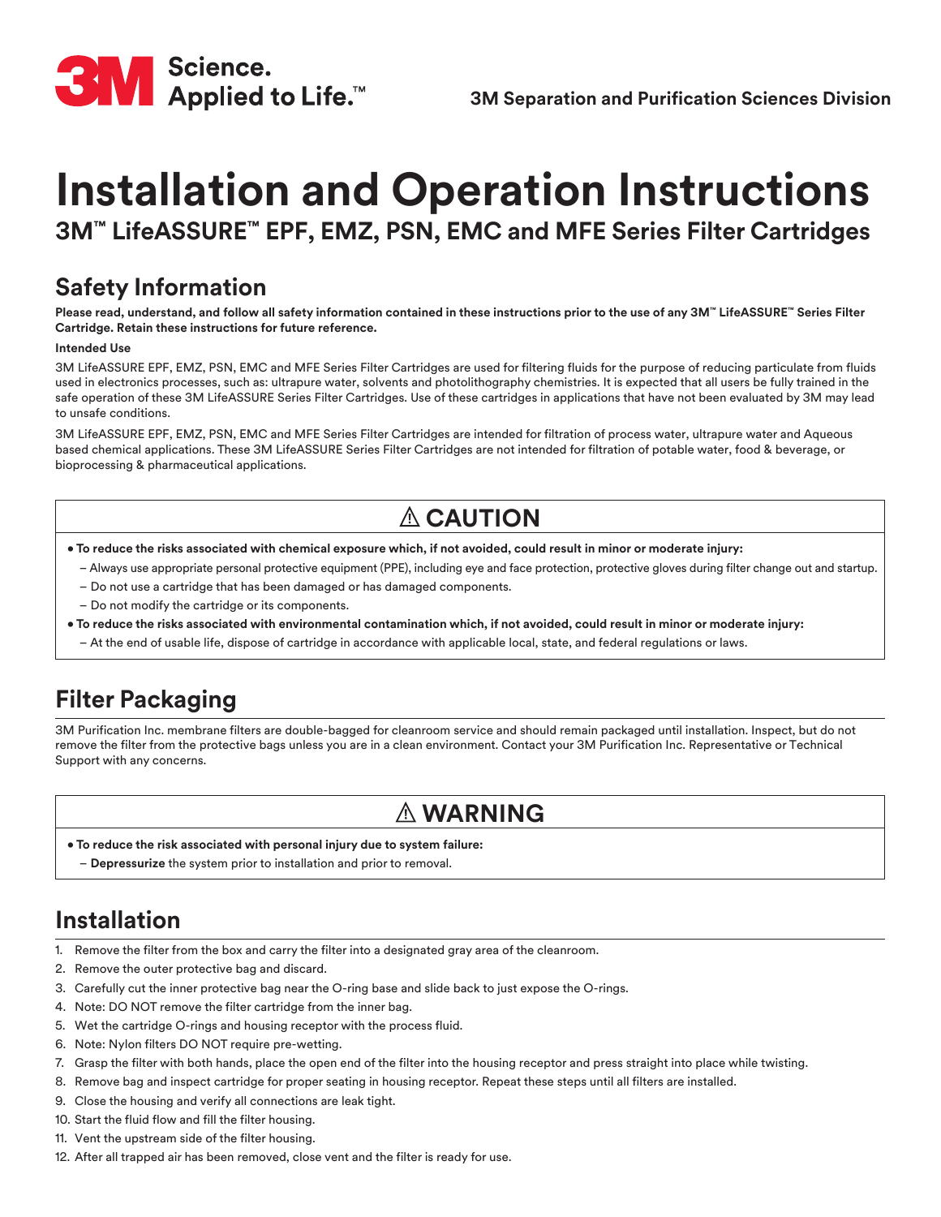**3M Science. Applied to Life.™**

**3M Separation and Purification Sciences Division**

# Installation and Operation Instructions

## 3M™ LifeASSURE™ EPF, EMZ, PSN, EMC and MFE Series Filter Cartridges

## Safety Information

**Please read, understand, and follow all safety information contained in these instructions prior to the use of any 3M™ LifeASSURE™ Series Filter Cartridge. Retain these instructions for future reference.**

**Intended Use**

3M LifeASSURE EPF, EMZ, PSN, EMC and MFE Series Filter Cartridges are used for filtering fluids for the purpose of reducing particulate from fluids used in electronics processes, such as: ultrapure water, solvents and photolithography chemistries. It is expected that all users be fully trained in the safe operation of these 3M LifeASSURE Series Filter Cartridges. Use of these cartridges in applications that have not been evaluated by 3M may lead to unsafe conditions.

3M LifeASSURE EPF, EMZ, PSN, EMC and MFE Series Filter Cartridges are intended for filtration of process water, ultrapure water and Aqueous based chemical applications. These 3M LifeASSURE Series Filter Cartridges are not intended for filtration of potable water, food & beverage, or bioprocessing & pharmaceutical applications.

### ⚠ CAUTION

- **To reduce the risks associated with chemical exposure which, if not avoided, could result in minor or moderate injury:**
  - Always use appropriate personal protective equipment (PPE), including eye and face protection, protective gloves during filter change out and startup.
  - Do not use a cartridge that has been damaged or has damaged components.
  - Do not modify the cartridge or its components.
- **To reduce the risks associated with environmental contamination which, if not avoided, could result in minor or moderate injury:**
  - At the end of usable life, dispose of cartridge in accordance with applicable local, state, and federal regulations or laws.

## Filter Packaging

3M Purification Inc. membrane filters are double-bagged for cleanroom service and should remain packaged until installation. Inspect, but do not remove the filter from the protective bags unless you are in a clean environment. Contact your 3M Purification Inc. Representative or Technical Support with any concerns.

### ⚠ WARNING

- **To reduce the risk associated with personal injury due to system failure:**
  - **Depressurize** the system prior to installation and prior to removal.

## Installation

1. Remove the filter from the box and carry the filter into a designated gray area of the cleanroom.
2. Remove the outer protective bag and discard.
3. Carefully cut the inner protective bag near the O-ring base and slide back to just expose the O-rings.
4. Note: DO NOT remove the filter cartridge from the inner bag.
5. Wet the cartridge O-rings and housing receptor with the process fluid.
6. Note: Nylon filters DO NOT require pre-wetting.
7. Grasp the filter with both hands, place the open end of the filter into the housing receptor and press straight into place while twisting.
8. Remove bag and inspect cartridge for proper seating in housing receptor. Repeat these steps until all filters are installed.
9. Close the housing and verify all connections are leak tight.
10. Start the fluid flow and fill the filter housing.
11. Vent the upstream side of the filter housing.
12. After all trapped air has been removed, close vent and the filter is ready for use.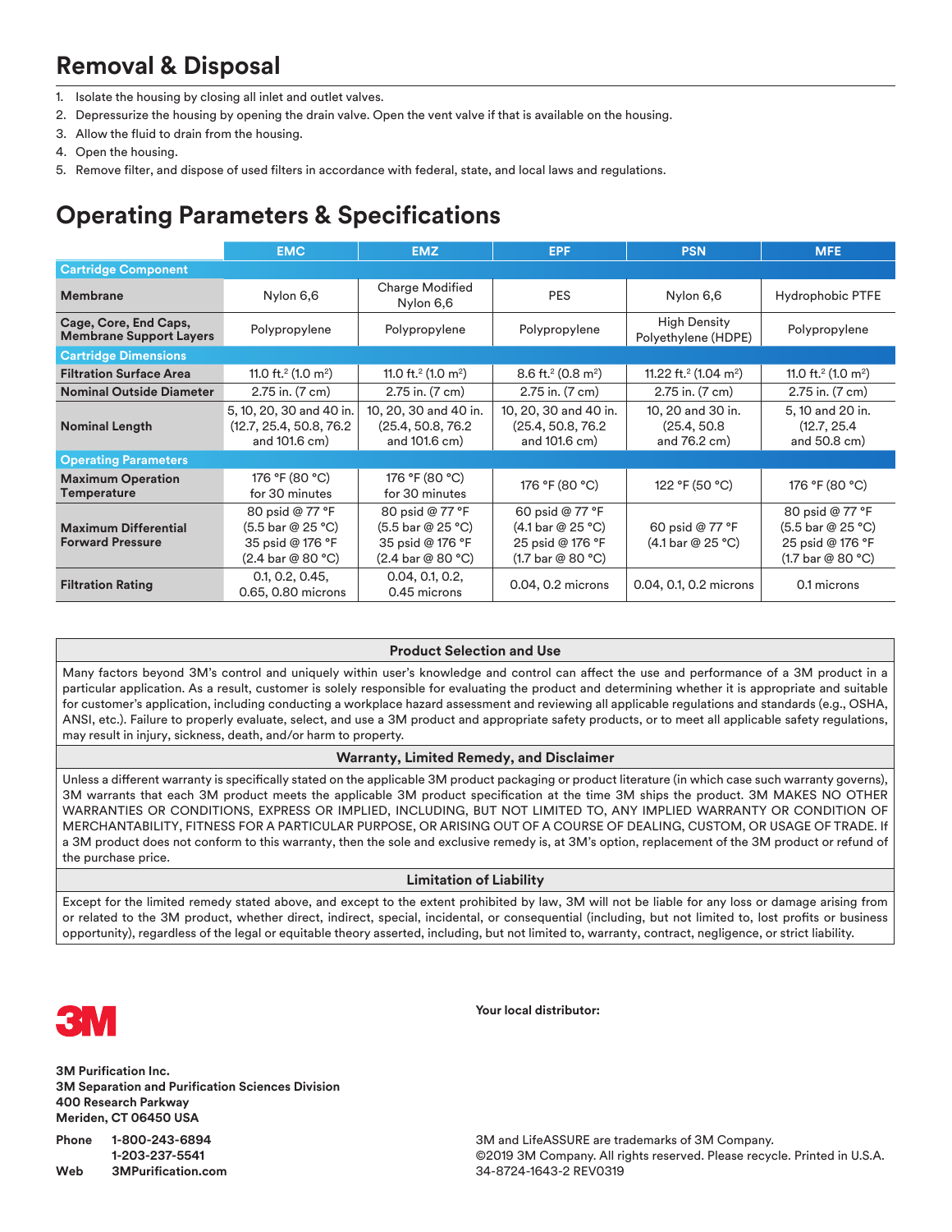## Removal & Disposal

1. Isolate the housing by closing all inlet and outlet valves.
2. Depressurize the housing by opening the drain valve. Open the vent valve if that is available on the housing.
3. Allow the fluid to drain from the housing.
4. Open the housing.
5. Remove filter, and dispose of used filters in accordance with federal, state, and local laws and regulations.

## Operating Parameters & Specifications

| | EMC | EMZ | EPF | PSN | MFE |
|---|---|---|---|---|---|
| **Cartridge Component** | | | | | |
| **Membrane** | Nylon 6,6 | Charge Modified Nylon 6,6 | PES | Nylon 6,6 | Hydrophobic PTFE |
| **Cage, Core, End Caps, Membrane Support Layers** | Polypropylene | Polypropylene | Polypropylene | High Density Polyethylene (HDPE) | Polypropylene |
| **Cartridge Dimensions** | | | | | |
| **Filtration Surface Area** | 11.0 $ft.^2$ (1.0 $m^2$) | 11.0 $ft.^2$ (1.0 $m^2$) | 8.6 $ft.^2$ (0.8 $m^2$) | 11.22 $ft.^2$ (1.04 $m^2$) | 11.0 $ft.^2$ (1.0 $m^2$) |
| **Nominal Outside Diameter** | 2.75 in. (7 cm) | 2.75 in. (7 cm) | 2.75 in. (7 cm) | 2.75 in. (7 cm) | 2.75 in. (7 cm) |
| **Nominal Length** | 5, 10, 20, 30 and 40 in. (12.7, 25.4, 50.8, 76.2 and 101.6 cm) | 10, 20, 30 and 40 in. (25.4, 50.8, 76.2 and 101.6 cm) | 10, 20, 30 and 40 in. (25.4, 50.8, 76.2 and 101.6 cm) | 10, 20 and 30 in. (25.4, 50.8 and 76.2 cm) | 5, 10 and 20 in. (12.7, 25.4 and 50.8 cm) |
| **Operating Parameters** | | | | | |
| **Maximum Operation Temperature** | 176 °F (80 °C) for 30 minutes | 176 °F (80 °C) for 30 minutes | 176 °F (80 °C) | 122 °F (50 °C) | 176 °F (80 °C) |
| **Maximum Differential Forward Pressure** | 80 psid @ 77 °F (5.5 bar @ 25 °C) 35 psid @ 176 °F (2.4 bar @ 80 °C) | 80 psid @ 77 °F (5.5 bar @ 25 °C) 35 psid @ 176 °F (2.4 bar @ 80 °C) | 60 psid @ 77 °F (4.1 bar @ 25 °C) 25 psid @ 176 °F (1.7 bar @ 80 °C) | 60 psid @ 77 °F (4.1 bar @ 25 °C) | 80 psid @ 77 °F (5.5 bar @ 25 °C) 25 psid @ 176 °F (1.7 bar @ 80 °C) |
| **Filtration Rating** | 0.1, 0.2, 0.45, 0.65, 0.80 microns | 0.04, 0.1, 0.2, 0.45 microns | 0.04, 0.2 microns | 0.04, 0.1, 0.2 microns | 0.1 microns |

**Product Selection and Use**

Many factors beyond 3M's control and uniquely within user's knowledge and control can affect the use and performance of a 3M product in a particular application. As a result, customer is solely responsible for evaluating the product and determining whether it is appropriate and suitable for customer's application, including conducting a workplace hazard assessment and reviewing all applicable regulations and standards (e.g., OSHA, ANSI, etc.). Failure to properly evaluate, select, and use a 3M product and appropriate safety products, or to meet all applicable safety regulations, may result in injury, sickness, death, and/or harm to property.

**Warranty, Limited Remedy, and Disclaimer**

Unless a different warranty is specifically stated on the applicable 3M product packaging or product literature (in which case such warranty governs), 3M warrants that each 3M product meets the applicable 3M product specification at the time 3M ships the product. 3M MAKES NO OTHER WARRANTIES OR CONDITIONS, EXPRESS OR IMPLIED, INCLUDING, BUT NOT LIMITED TO, ANY IMPLIED WARRANTY OR CONDITION OF MERCHANTABILITY, FITNESS FOR A PARTICULAR PURPOSE, OR ARISING OUT OF A COURSE OF DEALING, CUSTOM, OR USAGE OF TRADE. If a 3M product does not conform to this warranty, then the sole and exclusive remedy is, at 3M's option, replacement of the 3M product or refund of the purchase price.

**Limitation of Liability**

Except for the limited remedy stated above, and except to the extent prohibited by law, 3M will not be liable for any loss or damage arising from or related to the 3M product, whether direct, indirect, special, incidental, or consequential (including, but not limited to, lost profits or business opportunity), regardless of the legal or equitable theory asserted, including, but not limited to, warranty, contract, negligence, or strict liability.

3M

**3M Purification Inc.**
**3M Separation and Purification Sciences Division**
**400 Research Parkway**
**Meriden, CT 06450 USA**

**Phone** 1-800-243-6894
1-203-237-5541
**Web** 3MPurification.com

**Your local distributor:**

3M and LifeASSURE are trademarks of 3M Company.
©2019 3M Company. All rights reserved. Please recycle. Printed in U.S.A.
34-8724-1643-2 REV0319